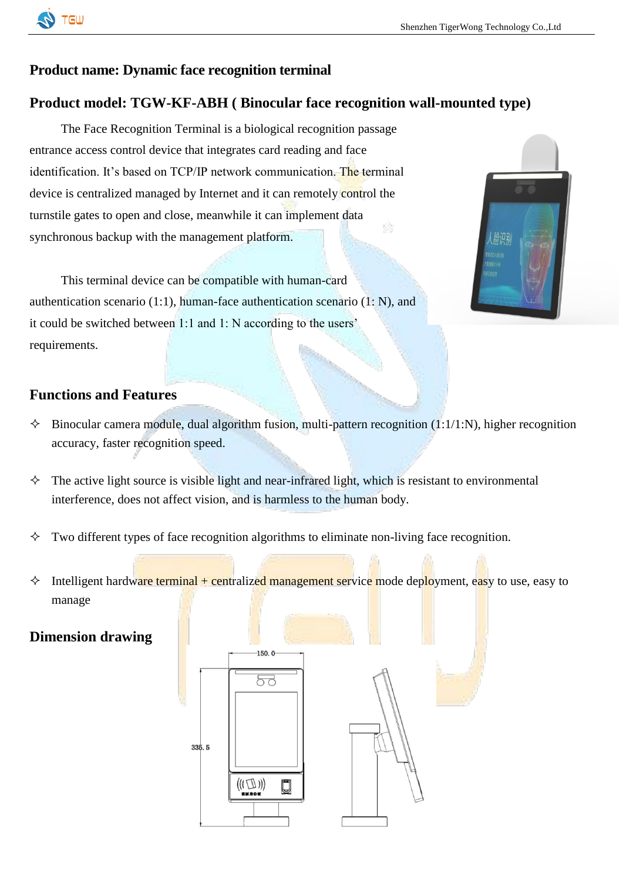## Product name: Dynamic face recognition terminal

## Product model: TGW-KF-ABH ( Binocular face recognition wall-mounted type)

The Face Recognition Terminal is a biological recognition passage entrance access control device that integrates card reading and face identification. It's based on TCP/IP network communication. The terminal device is centralized managed by Internet and it can remotely control the turnstile gates to open and close, meanwhile it can implement data synchronous backup with the management platform.

This terminal device can be compatible with human-card authentication scenario (1:1), human-face authentication scenario (1: N), and it could be switched between 1:1 and 1: N according to the users' requirements.

## Functions and Features

- ✧ Binocular camera module, dual algorithm fusion, multi-pattern recognition (1:1/1:N), higher recognition accuracy, faster recognition speed.
- ✧ The active light source is visible light and near-infrared light, which is resistant to environmental interference, does not affect vision, and is harmless to the human body.
- ✧ Two different types of face recognition algorithms to eliminate non-living face recognition.
- ✧ Intelligent hardware terminal + centralized management service mode deployment, easy to use, easy to manage

## Dimension drawing

150. 0

335. 5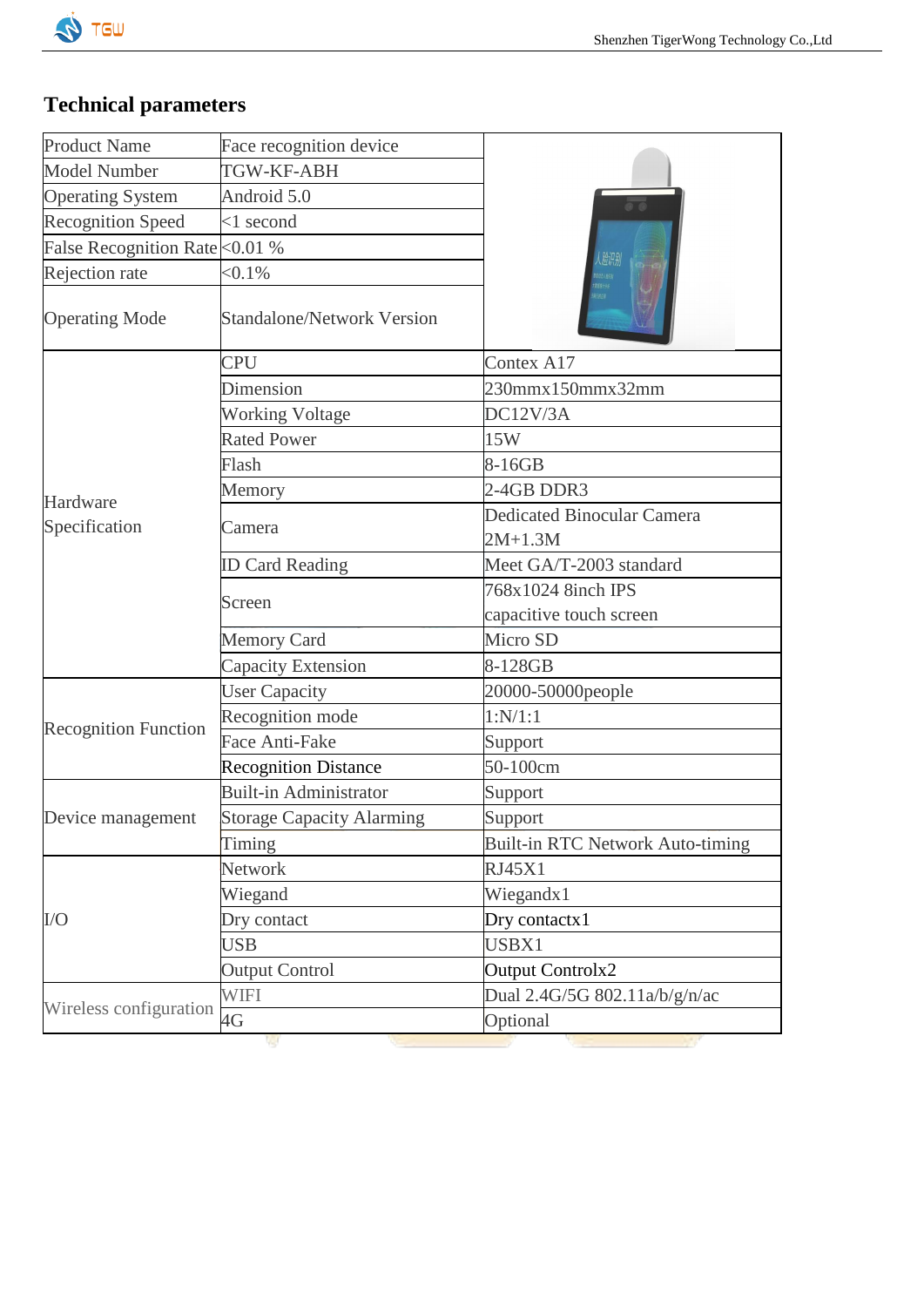## Technical parameters

| | | |
|---|---|---|
| Product Name | Face recognition device | |
| Model Number | TGW-KF-ABH | |
| Operating System | Android 5.0 | |
| Recognition Speed | <1 second | |
| False Recognition Rate | <0.01 % | |
| Rejection rate | <0.1% | |
| Operating Mode | Standalone/Network Version | |
| Hardware Specification | CPU | Contex A17 |
| | Dimension | 230mmx150mmx32mm |
| | Working Voltage | DC12V/3A |
| | Rated Power | 15W |
| | Flash | 8-16GB |
| | Memory | 2-4GB DDR3 |
| | Camera | Dedicated Binocular Camera 2M+1.3M |
| | ID Card Reading | Meet GA/T-2003 standard |
| | Screen | 768x1024 8inch IPS capacitive touch screen |
| | Memory Card | Micro SD |
| | Capacity Extension | 8-128GB |
| Recognition Function | User Capacity | 20000-50000people |
| | Recognition mode | 1:N/1:1 |
| | Face Anti-Fake | Support |
| | Recognition Distance | 50-100cm |
| Device management | Built-in Administrator | Support |
| | Storage Capacity Alarming | Support |
| | Timing | Built-in RTC Network Auto-timing |
| I/O | Network | RJ45X1 |
| | Wiegand | Wiegandx1 |
| | Dry contact | Dry contactx1 |
| | USB | USBX1 |
| | Output Control | Output Controlx2 |
| Wireless configuration | WIFI | Dual 2.4G/5G 802.11a/b/g/n/ac |
| | 4G | Optional |